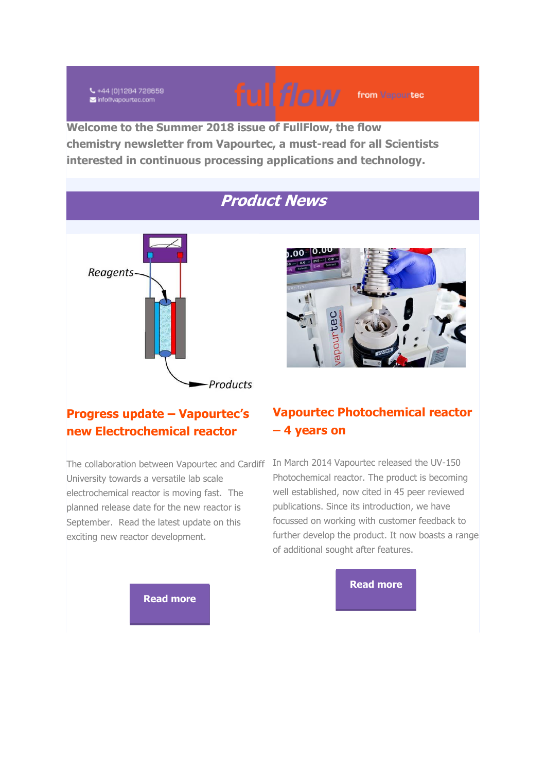+44 (0)1284 728659
info@vapourtec.com

fullflow from Vapourtec

**Welcome to the Summer 2018 issue of FullFlow, the flow chemistry newsletter from Vapourtec, a must-read for all Scientists interested in continuous processing applications and technology.**

## *Product News*

### Progress update – Vapourtec's new Electrochemical reactor

The collaboration between Vapourtec and Cardiff University towards a versatile lab scale electrochemical reactor is moving fast. The planned release date for the new reactor is September. Read the latest update on this exciting new reactor development.

**Read more**

### Vapourtec Photochemical reactor – 4 years on

In March 2014 Vapourtec released the UV-150 Photochemical reactor. The product is becoming well established, now cited in 45 peer reviewed publications. Since its introduction, we have focussed on working with customer feedback to further develop the product. It now boasts a range of additional sought after features.

**Read more**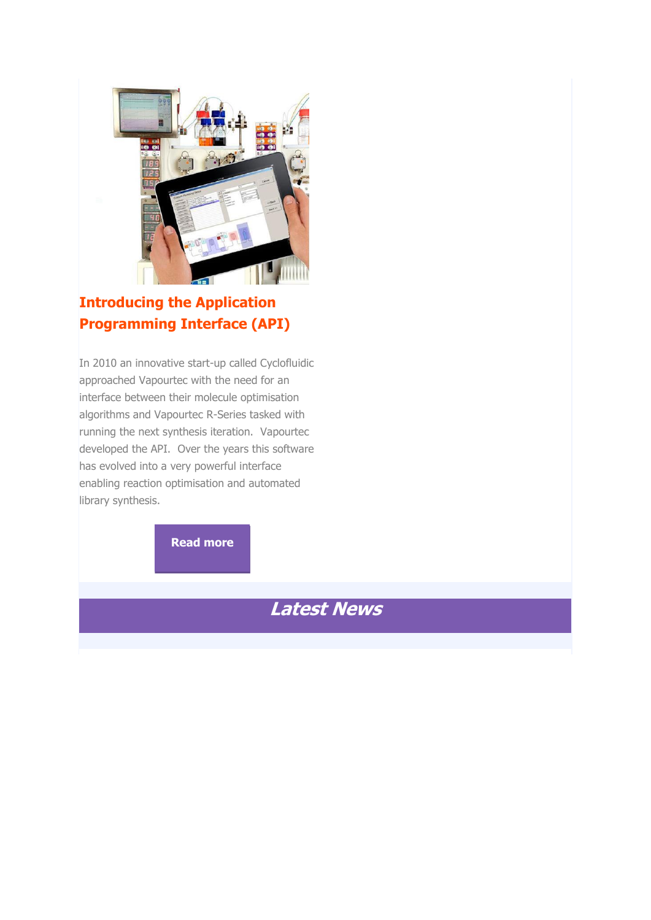## Introducing the Application Programming Interface (API)

In 2010 an innovative start-up called Cyclofluidic approached Vapourtec with the need for an interface between their molecule optimisation algorithms and Vapourtec R-Series tasked with running the next synthesis iteration. Vapourtec developed the API. Over the years this software has evolved into a very powerful interface enabling reaction optimisation and automated library synthesis.

**Read more**

## *Latest News*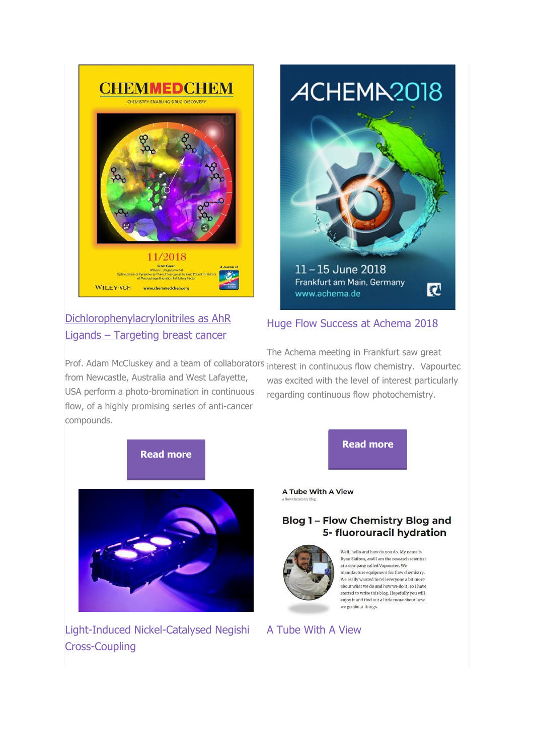## Dichlorophenylacrylonitriles as AhR Ligands – Targeting breast cancer

Prof. Adam McCluskey and a team of collaborators from Newcastle, Australia and West Lafayette, USA perform a photo-bromination in continuous flow, of a highly promising series of anti-cancer compounds.

**Read more**

## Huge Flow Success at Achema 2018

The Achema meeting in Frankfurt saw great interest in continuous flow chemistry. Vapourtec was excited with the level of interest particularly regarding continuous flow photochemistry.

**Read more**

## Light-Induced Nickel-Catalysed Negishi Cross-Coupling

## A Tube With A View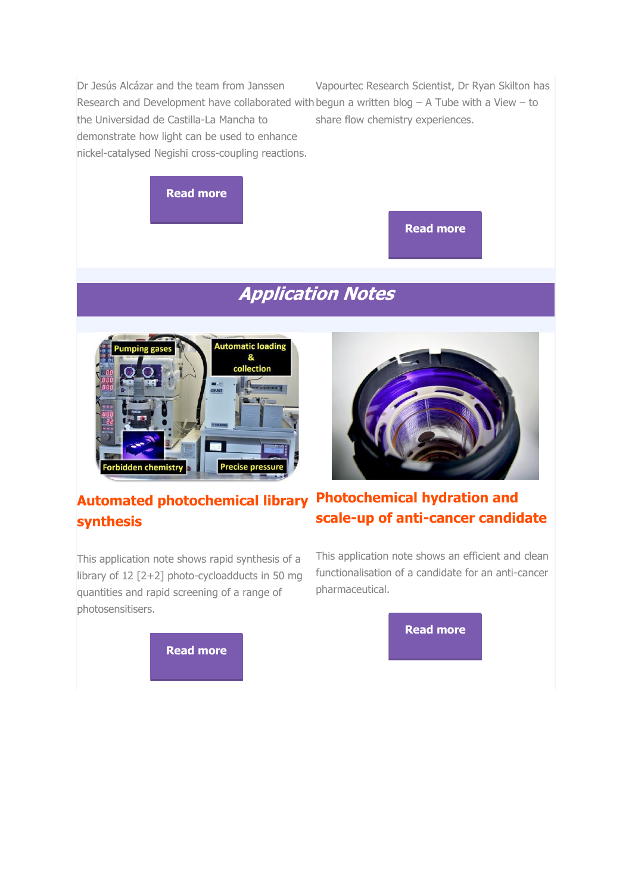Dr Jesús Alcázar and the team from Janssen Research and Development have collaborated with the Universidad de Castilla-La Mancha to demonstrate how light can be used to enhance nickel-catalysed Negishi cross-coupling reactions.

Read more

Vapourtec Research Scientist, Dr Ryan Skilton has begun a written blog – A Tube with a View – to share flow chemistry experiences.

Read more

# *Application Notes*

## Automated photochemical library synthesis

This application note shows rapid synthesis of a library of 12 [2+2] photo-cycloadducts in 50 mg quantities and rapid screening of a range of photosensitisers.

Read more

## Photochemical hydration and scale-up of anti-cancer candidate

This application note shows an efficient and clean functionalisation of a candidate for an anti-cancer pharmaceutical.

Read more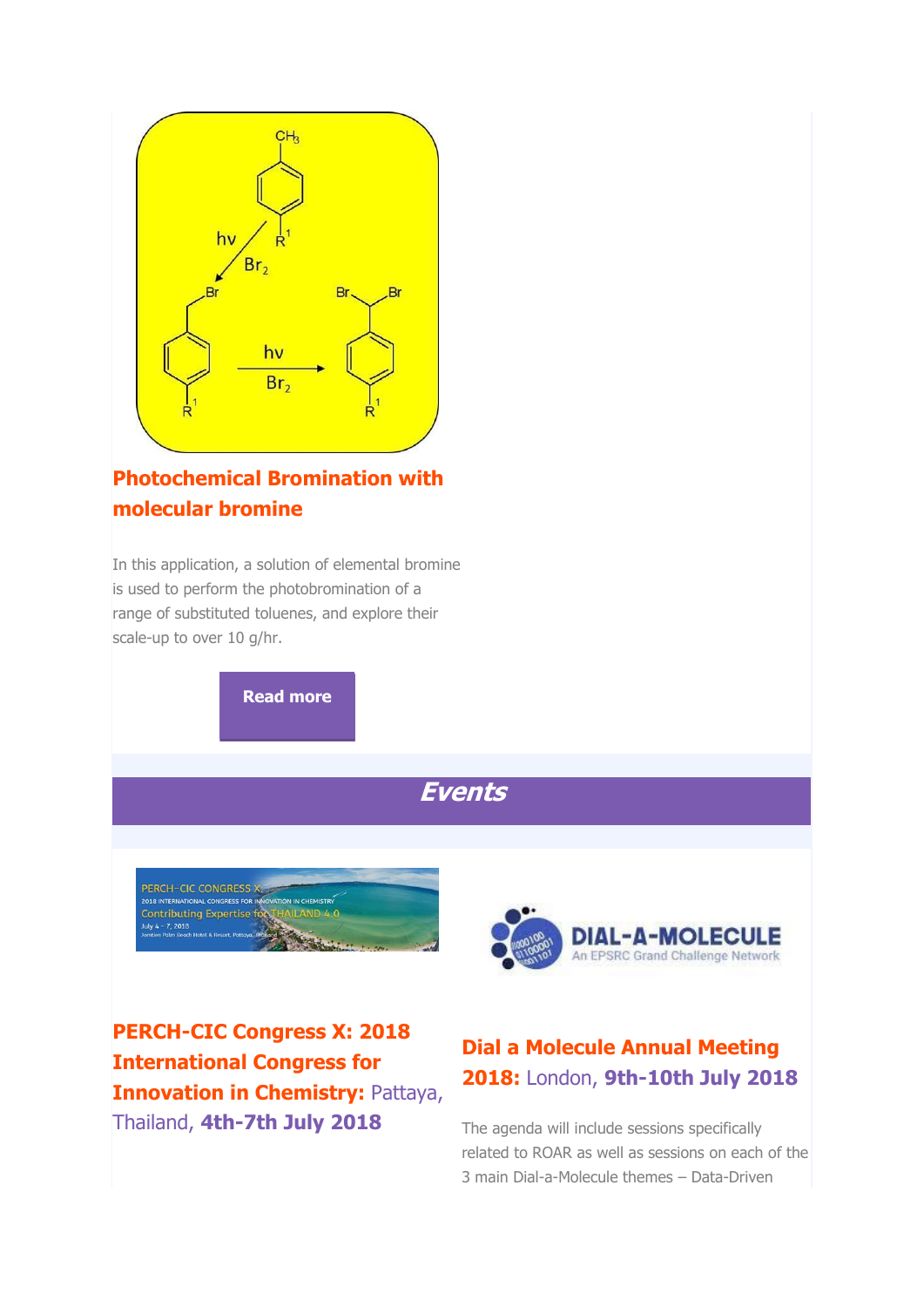### Photochemical Bromination with molecular bromine

In this application, a solution of elemental bromine is used to perform the photobromination of a range of substituted toluenes, and explore their scale-up to over 10 g/hr.

**Read more**

## *Events*

### PERCH-CIC Congress X: 2018 International Congress for Innovation in Chemistry: Pattaya, Thailand, 4th-7th July 2018

### Dial a Molecule Annual Meeting 2018: London, 9th-10th July 2018

The agenda will include sessions specifically related to ROAR as well as sessions on each of the 3 main Dial-a-Molecule themes – Data-Driven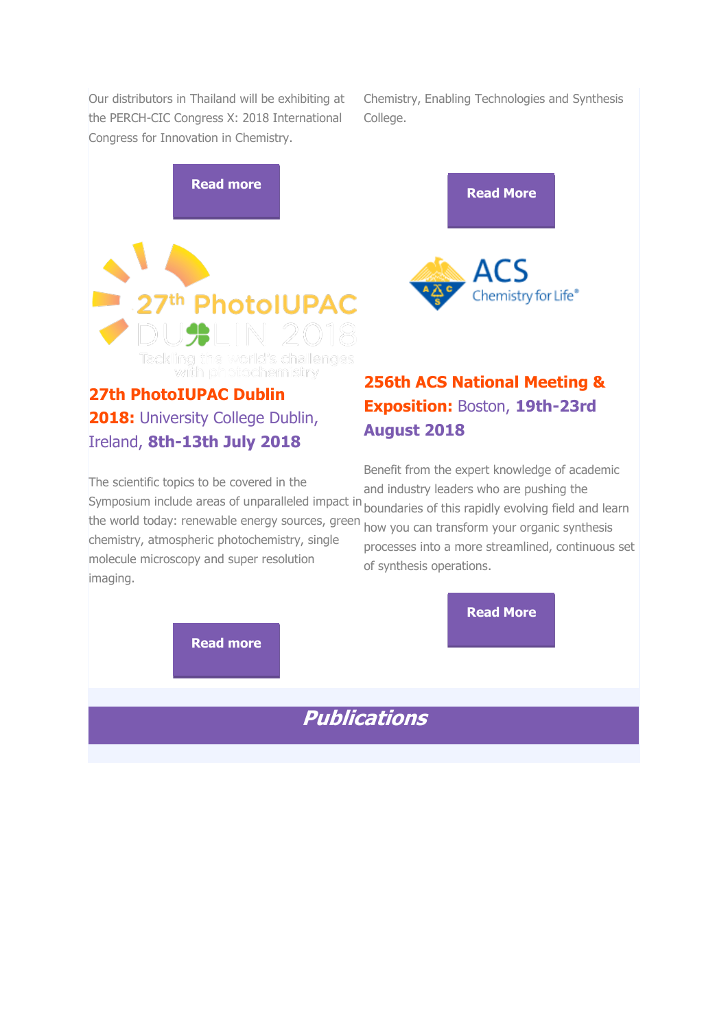Our distributors in Thailand will be exhibiting at the PERCH-CIC Congress X: 2018 International Congress for Innovation in Chemistry.

**Read more**

Chemistry, Enabling Technologies and Synthesis College.

**Read More**

### **27th PhotoIUPAC Dublin 2018:** University College Dublin, Ireland, **8th-13th July 2018**

The scientific topics to be covered in the Symposium include areas of unparalleled impact in the world today: renewable energy sources, green chemistry, atmospheric photochemistry, single molecule microscopy and super resolution imaging.

**Read more**

### **256th ACS National Meeting & Exposition:** Boston, **19th-23rd August 2018**

Benefit from the expert knowledge of academic and industry leaders who are pushing the boundaries of this rapidly evolving field and learn how you can transform your organic synthesis processes into a more streamlined, continuous set of synthesis operations.

**Read More**

## ***Publications***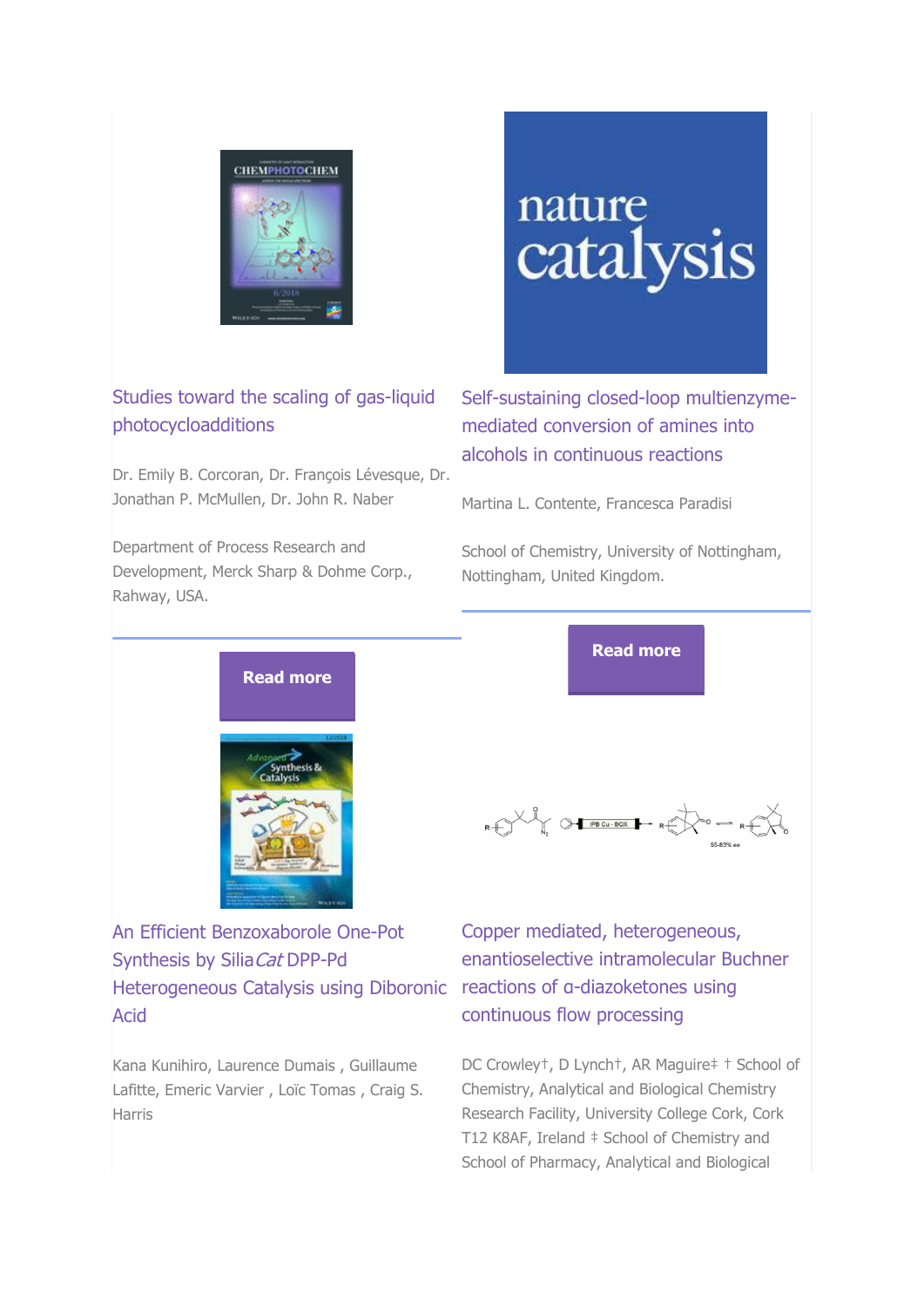### Studies toward the scaling of gas-liquid photocycloadditions

Dr. Emily B. Corcoran, Dr. François Lévesque, Dr. Jonathan P. McMullen, Dr. John R. Naber

Department of Process Research and Development, Merck Sharp & Dohme Corp., Rahway, USA.

**Read more**

### Self-sustaining closed-loop multienzyme-mediated conversion of amines into alcohols in continuous reactions

Martina L. Contente, Francesca Paradisi

School of Chemistry, University of Nottingham, Nottingham, United Kingdom.

**Read more**

### An Efficient Benzoxaborole One-Pot Synthesis by Silia*Cat* DPP-Pd Heterogeneous Catalysis using Diboronic Acid

Kana Kunihiro, Laurence Dumais , Guillaume Lafitte, Emeric Varvier , Loïc Tomas , Craig S. Harris

### Copper mediated, heterogeneous, enantioselective intramolecular Buchner reactions of α-diazoketones using continuous flow processing

DC Crowley†, D Lynch†, AR Maguire‡ † School of Chemistry, Analytical and Biological Chemistry Research Facility, University College Cork, Cork T12 K8AF, Ireland ‡ School of Chemistry and School of Pharmacy, Analytical and Biological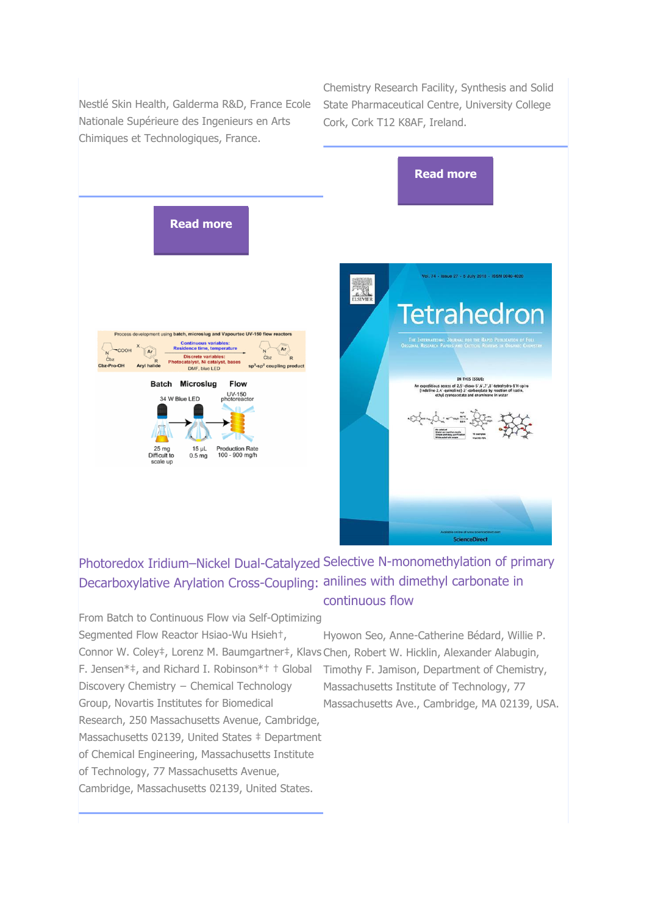Nestlé Skin Health, Galderma R&D, France Ecole Nationale Supérieure des Ingenieurs en Arts Chimiques et Technologiques, France.

Read more

Chemistry Research Facility, Synthesis and Solid State Pharmaceutical Centre, University College Cork, Cork T12 K8AF, Ireland.

Read more

### Photoredox Iridium–Nickel Dual-Catalyzed Decarboxylative Arylation Cross-Coupling:

From Batch to Continuous Flow via Self-Optimizing Segmented Flow Reactor Hsiao-Wu Hsieh†, Connor W. Coley‡, Lorenz M. Baumgartner‡, Klavs F. Jensen*‡, and Richard I. Robinson*† † Global Discovery Chemistry – Chemical Technology Group, Novartis Institutes for Biomedical Research, 250 Massachusetts Avenue, Cambridge, Massachusetts 02139, United States ‡ Department of Chemical Engineering, Massachusetts Institute of Technology, 77 Massachusetts Avenue, Cambridge, Massachusetts 02139, United States.

### Selective N-monomethylation of primary anilines with dimethyl carbonate in continuous flow

Hyowon Seo, Anne-Catherine Bédard, Willie P. Chen, Robert W. Hicklin, Alexander Alabugin, Timothy F. Jamison, Department of Chemistry, Massachusetts Institute of Technology, 77 Massachusetts Ave., Cambridge, MA 02139, USA.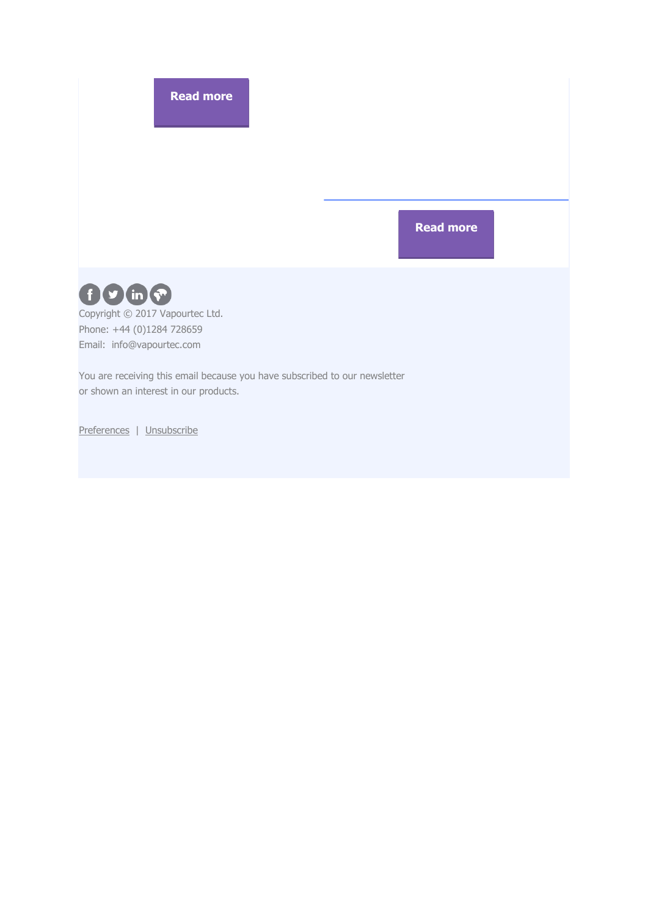Read more

Read more

Copyright © 2017 Vapourtec Ltd.
Phone: +44 (0)1284 728659
Email: info@vapourtec.com

You are receiving this email because you have subscribed to our newsletter or shown an interest in our products.

Preferences | Unsubscribe